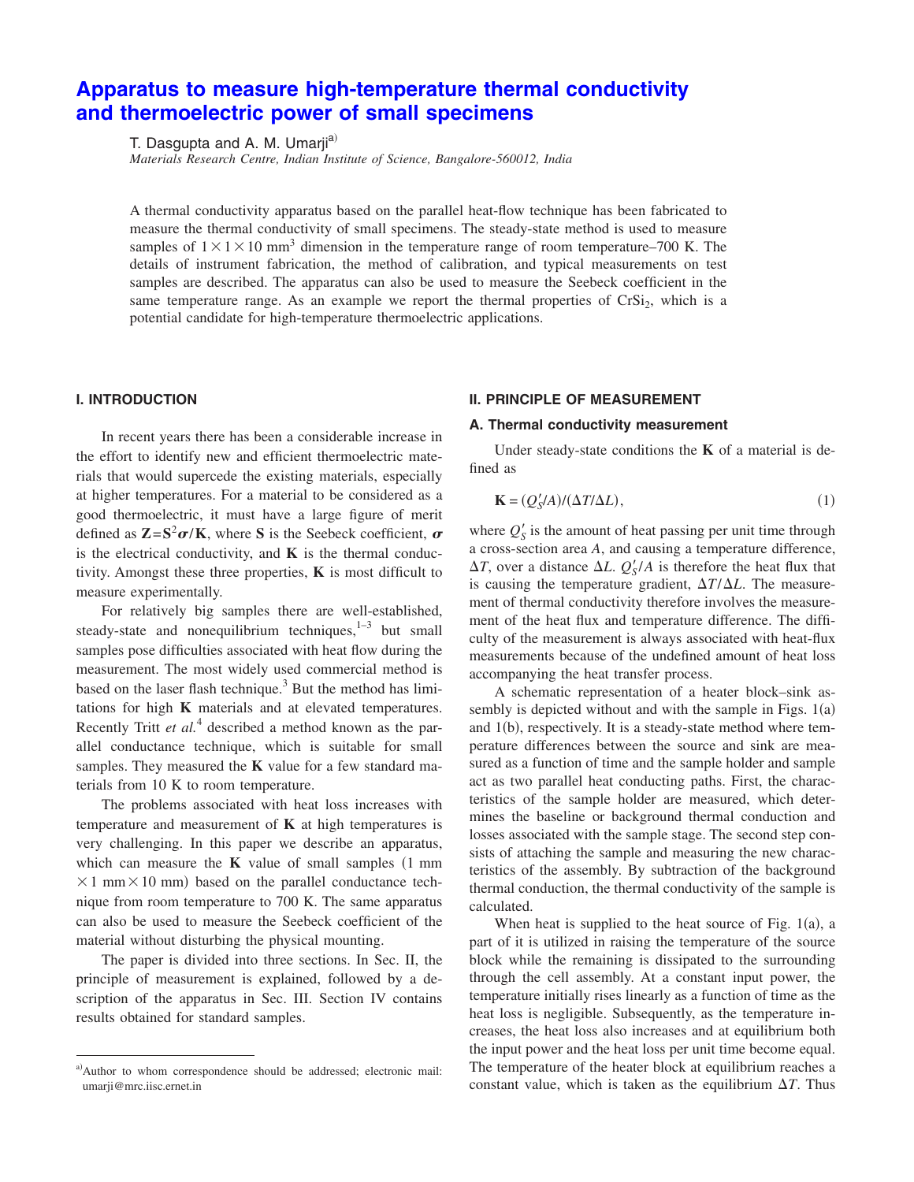# Apparatus to measure high-temperature thermal conductivity and thermoelectric power of small specimens

T. Dasgupta and A. M. Umarji[a)]

*Materials Research Centre, Indian Institute of Science, Bangalore-560012, India*

A thermal conductivity apparatus based on the parallel heat-flow technique has been fabricated to measure the thermal conductivity of small specimens. The steady-state method is used to measure samples of $1\times1\times10$ mm$^3$ dimension in the temperature range of room temperature–700 K. The details of instrument fabrication, the method of calibration, and typical measurements on test samples are described. The apparatus can also be used to measure the Seebeck coefficient in the same temperature range. As an example we report the thermal properties of $CrSi_2$, which is a potential candidate for high-temperature thermoelectric applications.

## I. INTRODUCTION

In recent years there has been a considerable increase in the effort to identify new and efficient thermoelectric materials that would supercede the existing materials, especially at higher temperatures. For a material to be considered as a good thermoelectric, it must have a large figure of merit defined as $\mathbf{Z}=\mathbf{S}^2\boldsymbol{\sigma}/\mathbf{K}$, where $\mathbf{S}$ is the Seebeck coefficient, $\boldsymbol{\sigma}$ is the electrical conductivity, and $\mathbf{K}$ is the thermal conductivity. Amongst these three properties, $\mathbf{K}$ is most difficult to measure experimentally.

For relatively big samples there are well-established, steady-state and nonequilibrium techniques,[1–3] but small samples pose difficulties associated with heat flow during the measurement. The most widely used commercial method is based on the laser flash technique.[3] But the method has limitations for high $\mathbf{K}$ materials and at elevated temperatures. Recently Tritt *et al.*[4] described a method known as the parallel conductance technique, which is suitable for small samples. They measured the $\mathbf{K}$ value for a few standard materials from 10 K to room temperature.

The problems associated with heat loss increases with temperature and measurement of $\mathbf{K}$ at high temperatures is very challenging. In this paper we describe an apparatus, which can measure the $\mathbf{K}$ value of small samples (1 mm $\times$ 1 mm $\times$ 10 mm) based on the parallel conductance technique from room temperature to 700 K. The same apparatus can also be used to measure the Seebeck coefficient of the material without disturbing the physical mounting.

The paper is divided into three sections. In Sec. II, the principle of measurement is explained, followed by a description of the apparatus in Sec. III. Section IV contains results obtained for standard samples.

## II. PRINCIPLE OF MEASUREMENT

### A. Thermal conductivity measurement

Under steady-state conditions the $\mathbf{K}$ of a material is defined as

$$\mathbf{K}=(Q_S'/A)/(\Delta T/\Delta L), \tag{1}$$

where $Q_S'$ is the amount of heat passing per unit time through a cross-section area $A$, and causing a temperature difference, $\Delta T$, over a distance $\Delta L$. $Q_S'/A$ is therefore the heat flux that is causing the temperature gradient, $\Delta T/\Delta L$. The measurement of thermal conductivity therefore involves the measurement of the heat flux and temperature difference. The difficulty of the measurement is always associated with heat-flux measurements because of the undefined amount of heat loss accompanying the heat transfer process.

A schematic representation of a heater block–sink assembly is depicted without and with the sample in Figs. 1(a) and 1(b), respectively. It is a steady-state method where temperature differences between the source and sink are measured as a function of time and the sample holder and sample act as two parallel heat conducting paths. First, the characteristics of the sample holder are measured, which determines the baseline or background thermal conduction and losses associated with the sample stage. The second step consists of attaching the sample and measuring the new characteristics of the assembly. By subtraction of the background thermal conduction, the thermal conductivity of the sample is calculated.

When heat is supplied to the heat source of Fig. 1(a), a part of it is utilized in raising the temperature of the source block while the remaining is dissipated to the surrounding through the cell assembly. At a constant input power, the temperature initially rises linearly as a function of time as the heat loss is negligible. Subsequently, as the temperature increases, the heat loss also increases and at equilibrium both the input power and the heat loss per unit time become equal. The temperature of the heater block at equilibrium reaches a constant value, which is taken as the equilibrium $\Delta T$. Thus

[a)]Author to whom correspondence should be addressed; electronic mail: umarji@mrc.iisc.ernet.in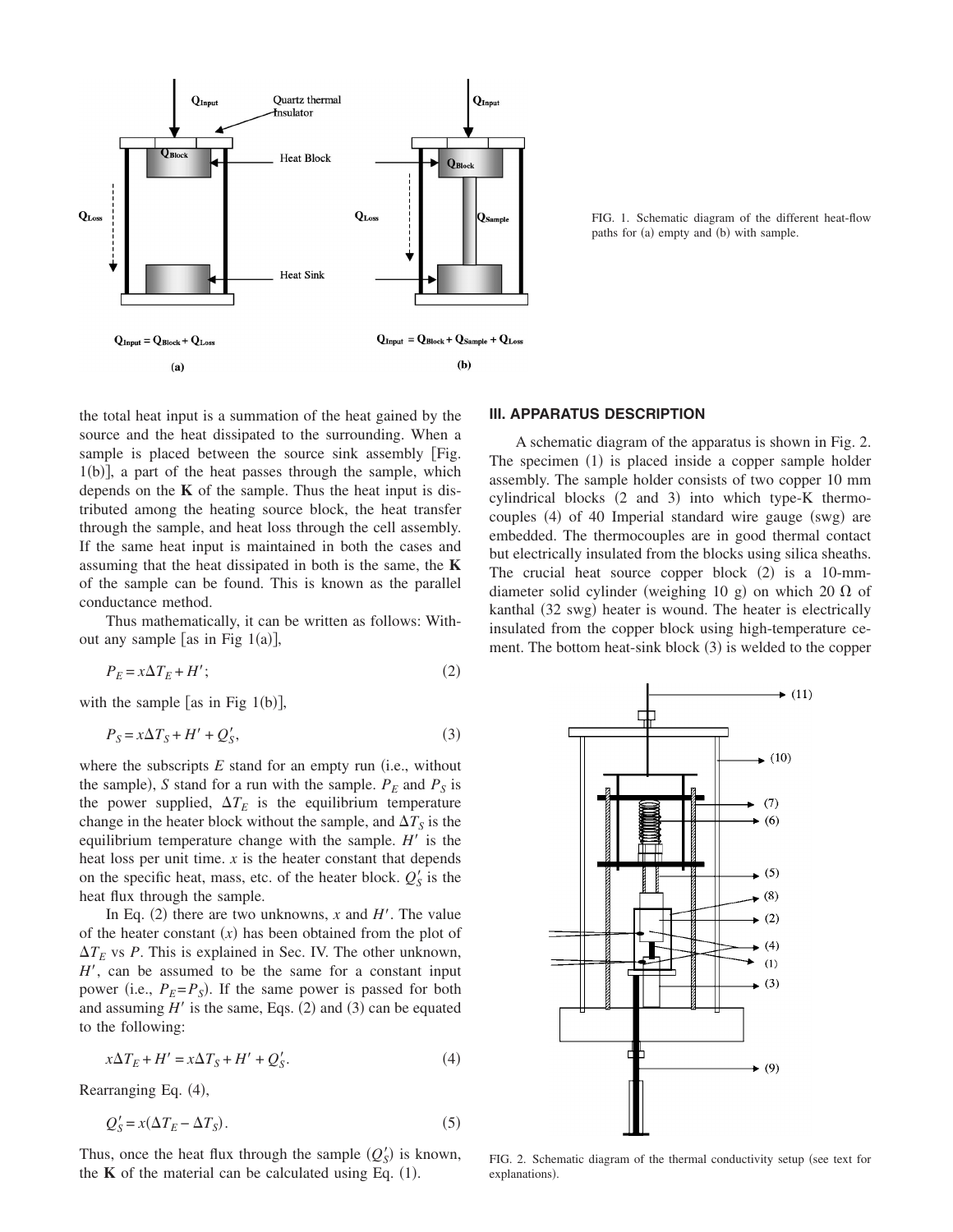FIG. 1. Schematic diagram of the different heat-flow paths for (a) empty and (b) with sample.

the total heat input is a summation of the heat gained by the source and the heat dissipated to the surrounding. When a sample is placed between the source sink assembly [Fig. 1(b)], a part of the heat passes through the sample, which depends on the **K** of the sample. Thus the heat input is distributed among the heating source block, the heat transfer through the sample, and heat loss through the cell assembly. If the same heat input is maintained in both the cases and assuming that the heat dissipated in both is the same, the **K** of the sample can be found. This is known as the parallel conductance method.

Thus mathematically, it can be written as follows: Without any sample [as in Fig 1(a)],

$$P_E = x\Delta T_E + H'; \tag{2}$$

with the sample [as in Fig 1(b)],

$$P_S = x\Delta T_S + H' + Q'_S, \tag{3}$$

where the subscripts $E$ stand for an empty run (i.e., without the sample), $S$ stand for a run with the sample. $P_E$ and $P_S$ is the power supplied, $\Delta T_E$ is the equilibrium temperature change in the heater block without the sample, and $\Delta T_S$ is the equilibrium temperature change with the sample. $H'$ is the heat loss per unit time. $x$ is the heater constant that depends on the specific heat, mass, etc. of the heater block. $Q'_S$ is the heat flux through the sample.

In Eq. (2) there are two unknowns, $x$ and $H'$. The value of the heater constant ($x$) has been obtained from the plot of $\Delta T_E$ vs $P$. This is explained in Sec. IV. The other unknown, $H'$, can be assumed to be the same for a constant input power (i.e., $P_E = P_S$). If the same power is passed for both and assuming $H'$ is the same, Eqs. (2) and (3) can be equated to the following:

$$x\Delta T_E + H' = x\Delta T_S + H' + Q'_S. \tag{4}$$

Rearranging Eq. (4),

$$Q'_S = x(\Delta T_E - \Delta T_S). \tag{5}$$

Thus, once the heat flux through the sample ($Q'_S$) is known, the **K** of the material can be calculated using Eq. (1).

## III. APPARATUS DESCRIPTION

A schematic diagram of the apparatus is shown in Fig. 2. The specimen (1) is placed inside a copper sample holder assembly. The sample holder consists of two copper 10 mm cylindrical blocks (2 and 3) into which type-K thermocouples (4) of 40 Imperial standard wire gauge (swg) are embedded. The thermocouples are in good thermal contact but electrically insulated from the blocks using silica sheaths. The crucial heat source copper block (2) is a 10-mm-diameter solid cylinder (weighing 10 g) on which 20 Ω of kanthal (32 swg) heater is wound. The heater is electrically insulated from the copper block using high-temperature cement. The bottom heat-sink block (3) is welded to the copper

FIG. 2. Schematic diagram of the thermal conductivity setup (see text for explanations).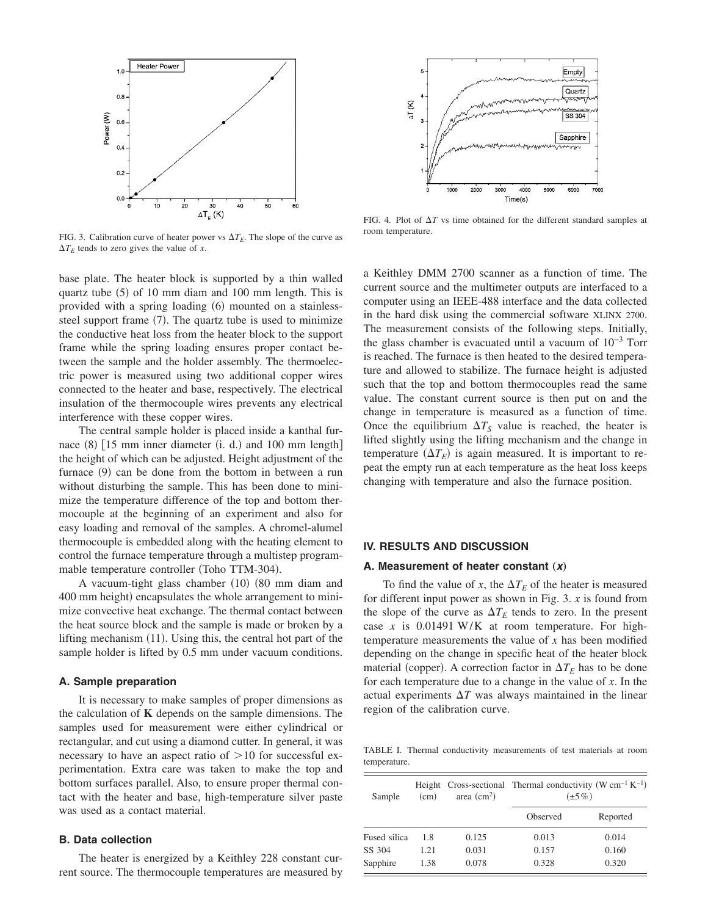FIG. 3. Calibration curve of heater power vs $\Delta T_E$. The slope of the curve as $\Delta T_E$ tends to zero gives the value of $x$.

FIG. 4. Plot of $\Delta T$ vs time obtained for the different standard samples at room temperature.

base plate. The heater block is supported by a thin walled quartz tube (5) of 10 mm diam and 100 mm length. This is provided with a spring loading (6) mounted on a stainless-steel support frame (7). The quartz tube is used to minimize the conductive heat loss from the heater block to the support frame while the spring loading ensures proper contact between the sample and the holder assembly. The thermoelectric power is measured using two additional copper wires connected to the heater and base, respectively. The electrical insulation of the thermocouple wires prevents any electrical interference with these copper wires.

The central sample holder is placed inside a kanthal furnace (8) [15 mm inner diameter (i. d.) and 100 mm length] the height of which can be adjusted. Height adjustment of the furnace (9) can be done from the bottom in between a run without disturbing the sample. This has been done to minimize the temperature difference of the top and bottom thermocouple at the beginning of an experiment and also for easy loading and removal of the samples. A chromel-alumel thermocouple is embedded along with the heating element to control the furnace temperature through a multistep programmable temperature controller (Toho TTM-304).

A vacuum-tight glass chamber (10) (80 mm diam and 400 mm height) encapsulates the whole arrangement to minimize convective heat exchange. The thermal contact between the heat source block and the sample is made or broken by a lifting mechanism (11). Using this, the central hot part of the sample holder is lifted by 0.5 mm under vacuum conditions.

### A. Sample preparation

It is necessary to make samples of proper dimensions as the calculation of **K** depends on the sample dimensions. The samples used for measurement were either cylindrical or rectangular, and cut using a diamond cutter. In general, it was necessary to have an aspect ratio of >10 for successful experimentation. Extra care was taken to make the top and bottom surfaces parallel. Also, to ensure proper thermal contact with the heater and base, high-temperature silver paste was used as a contact material.

### B. Data collection

The heater is energized by a Keithley 228 constant current source. The thermocouple temperatures are measured by a Keithley DMM 2700 scanner as a function of time. The current source and the multimeter outputs are interfaced to a computer using an IEEE-488 interface and the data collected in the hard disk using the commercial software XLINX 2700. The measurement consists of the following steps. Initially, the glass chamber is evacuated until a vacuum of $10^{-3}$ Torr is reached. The furnace is then heated to the desired temperature and allowed to stabilize. The furnace height is adjusted such that the top and bottom thermocouples read the same value. The constant current source is then put on and the change in temperature is measured as a function of time. Once the equilibrium $\Delta T_S$ value is reached, the heater is lifted slightly using the lifting mechanism and the change in temperature ($\Delta T_E$) is again measured. It is important to repeat the empty run at each temperature as the heat loss keeps changing with temperature and also the furnace position.

## IV. RESULTS AND DISCUSSION

### A. Measurement of heater constant ($x$)

To find the value of $x$, the $\Delta T_E$ of the heater is measured for different input power as shown in Fig. 3. $x$ is found from the slope of the curve as $\Delta T_E$ tends to zero. In the present case $x$ is 0.01491 W/K at room temperature. For high-temperature measurements the value of $x$ has been modified depending on the change in specific heat of the heater block material (copper). A correction factor in $\Delta T_E$ has to be done for each temperature due to a change in the value of $x$. In the actual experiments $\Delta T$ was always maintained in the linear region of the calibration curve.

TABLE I. Thermal conductivity measurements of test materials at room temperature.

| Sample | Height (cm) | Cross-sectional area ($cm^2$) | Thermal conductivity ($W\,cm^{-1}\,K^{-1}$) ($\pm 5\%$) | |
|---|---|---|---|---|
| | | | Observed | Reported |
| Fused silica | 1.8 | 0.125 | 0.013 | 0.014 |
| SS 304 | 1.21 | 0.031 | 0.157 | 0.160 |
| Sapphire | 1.38 | 0.078 | 0.328 | 0.320 |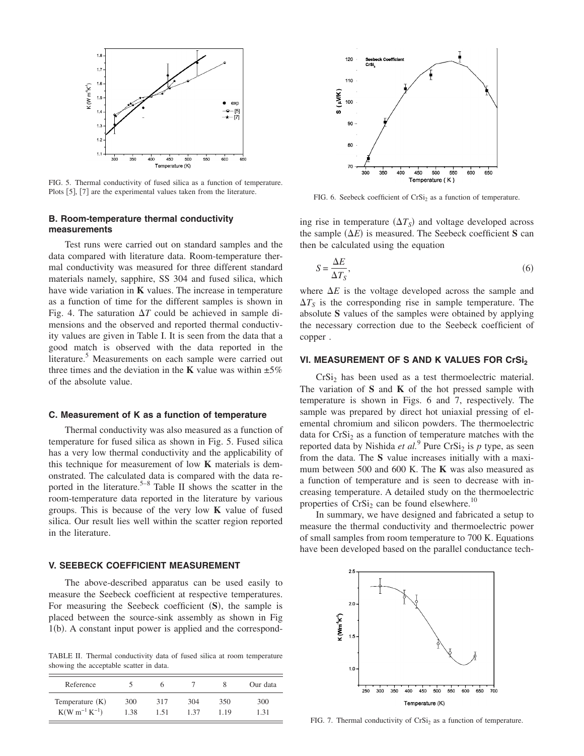FIG. 5. Thermal conductivity of fused silica as a function of temperature. Plots [5], [7] are the experimental values taken from the literature.

### B. Room-temperature thermal conductivity measurements

Test runs were carried out on standard samples and the data compared with literature data. Room-temperature thermal conductivity was measured for three different standard materials namely, sapphire, SS 304 and fused silica, which have wide variation in **K** values. The increase in temperature as a function of time for the different samples is shown in Fig. 4. The saturation $\Delta T$ could be achieved in sample dimensions and the observed and reported thermal conductivity values are given in Table I. It is seen from the data that a good match is observed with the data reported in the literature.[5] Measurements on each sample were carried out three times and the deviation in the **K** value was within ±5% of the absolute value.

### C. Measurement of K as a function of temperature

Thermal conductivity was also measured as a function of temperature for fused silica as shown in Fig. 5. Fused silica has a very low thermal conductivity and the applicability of this technique for measurement of low **K** materials is demonstrated. The calculated data is compared with the data reported in the literature.[5–8] Table II shows the scatter in the room-temperature data reported in the literature by various groups. This is because of the very low **K** value of fused silica. Our result lies well within the scatter region reported in the literature.

## V. SEEBECK COEFFICIENT MEASUREMENT

The above-described apparatus can be used easily to measure the Seebeck coefficient at respective temperatures. For measuring the Seebeck coefficient (**S**), the sample is placed between the source-sink assembly as shown in Fig 1(b). A constant input power is applied and the corresponding rise in temperature ($\Delta T_S$) and voltage developed across the sample ($\Delta E$) is measured. The Seebeck coefficient **S** can then be calculated using the equation

$$S = \frac{\Delta E}{\Delta T_S}, \tag{6}$$

where $\Delta E$ is the voltage developed across the sample and $\Delta T_S$ is the corresponding rise in sample temperature. The absolute **S** values of the samples were obtained by applying the necessary correction due to the Seebeck coefficient of copper .

TABLE II. Thermal conductivity data of fused silica at room temperature showing the acceptable scatter in data.

| Reference | 5 | 6 | 7 | 8 | Our data |
|---|---|---|---|---|---|
| Temperature (K) | 300 | 317 | 304 | 350 | 300 |
| $K(\mathrm{W\,m^{-1}\,K^{-1}})$ | 1.38 | 1.51 | 1.37 | 1.19 | 1.31 |

FIG. 6. Seebeck coefficient of $CrSi_2$ as a function of temperature.

## VI. MEASUREMENT OF S AND K VALUES FOR $CrSi_2$

$CrSi_2$ has been used as a test thermoelectric material. The variation of **S** and **K** of the hot pressed sample with temperature is shown in Figs. 6 and 7, respectively. The sample was prepared by direct hot uniaxial pressing of elemental chromium and silicon powders. The thermoelectric data for $CrSi_2$ as a function of temperature matches with the reported data by Nishida *et al.*[9] Pure $CrSi_2$ is *p* type, as seen from the data. The **S** value increases initially with a maximum between 500 and 600 K. The **K** was also measured as a function of temperature and is seen to decrease with increasing temperature. A detailed study on the thermoelectric properties of $CrSi_2$ can be found elsewhere.[10]

In summary, we have designed and fabricated a setup to measure the thermal conductivity and thermoelectric power of small samples from room temperature to 700 K. Equations have been developed based on the parallel conductance tech-

FIG. 7. Thermal conductivity of $CrSi_2$ as a function of temperature.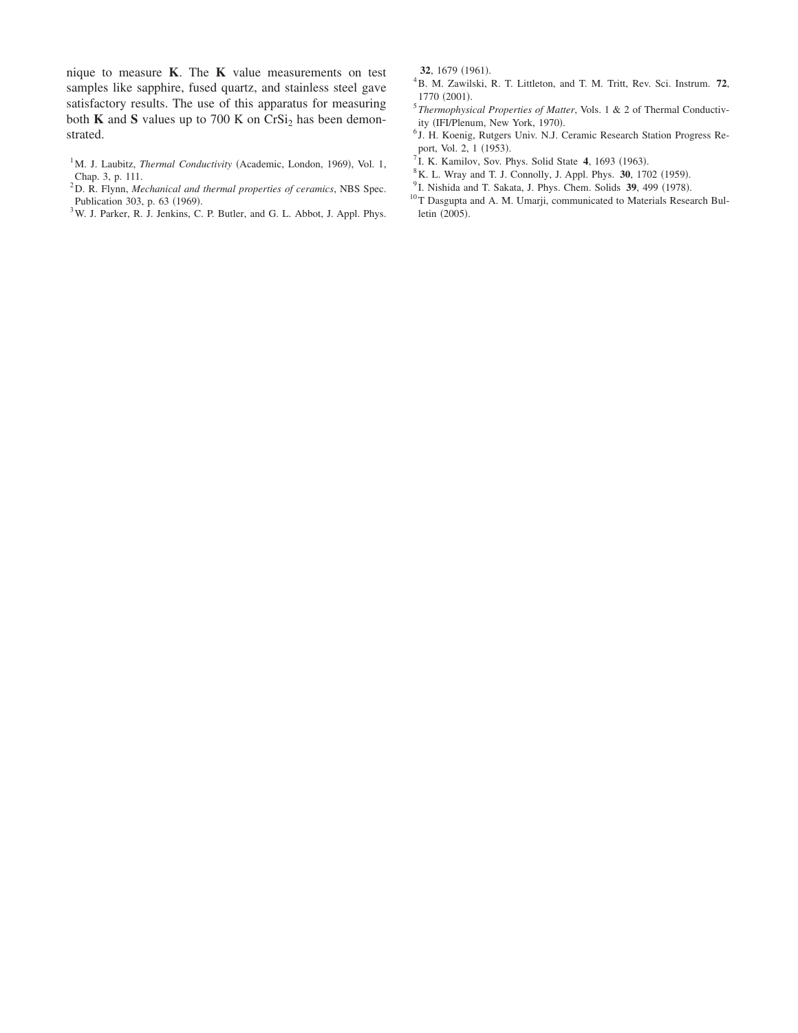nique to measure **K**. The **K** value measurements on test samples like sapphire, fused quartz, and stainless steel gave satisfactory results. The use of this apparatus for measuring both **K** and **S** values up to 700 K on $CrSi_2$ has been demonstrated.

[1] M. J. Laubitz, *Thermal Conductivity* (Academic, London, 1969), Vol. 1, Chap. 3, p. 111.

[2] D. R. Flynn, *Mechanical and thermal properties of ceramics*, NBS Spec. Publication 303, p. 63 (1969).

[3] W. J. Parker, R. J. Jenkins, C. P. Butler, and G. L. Abbot, J. Appl. Phys. **32**, 1679 (1961).

[4] B. M. Zawilski, R. T. Littleton, and T. M. Tritt, Rev. Sci. Instrum. **72**, 1770 (2001).

[5] *Thermophysical Properties of Matter*, Vols. 1 & 2 of Thermal Conductivity (IFI/Plenum, New York, 1970).

[6] J. H. Koenig, Rutgers Univ. N.J. Ceramic Research Station Progress Report, Vol. 2, 1 (1953).

[7] I. K. Kamilov, Sov. Phys. Solid State **4**, 1693 (1963).

[8] K. L. Wray and T. J. Connolly, J. Appl. Phys. **30**, 1702 (1959).

[9] I. Nishida and T. Sakata, J. Phys. Chem. Solids **39**, 499 (1978).

[10] T Dasgupta and A. M. Umarji, communicated to Materials Research Bulletin (2005).